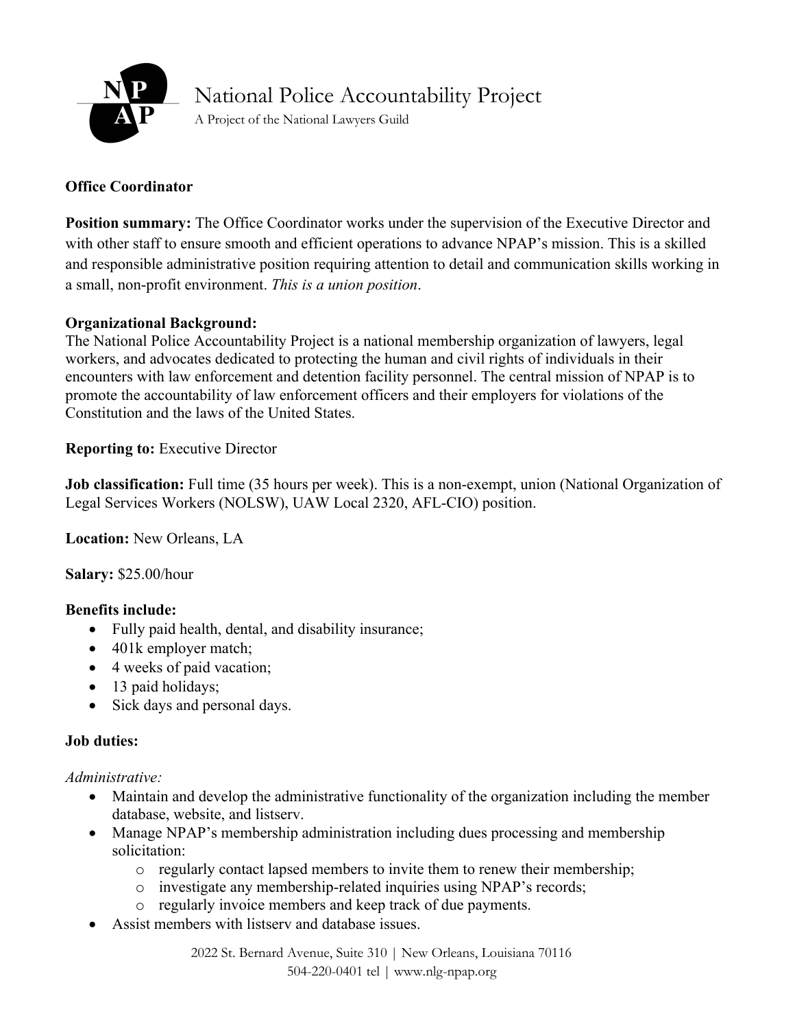# National Police Accountability Project

A Project of the National Lawyers Guild

**Office Coordinator**

**Position summary:** The Office Coordinator works under the supervision of the Executive Director and with other staff to ensure smooth and efficient operations to advance NPAP's mission. This is a skilled and responsible administrative position requiring attention to detail and communication skills working in a small, non-profit environment. *This is a union position*.

**Organizational Background:**
The National Police Accountability Project is a national membership organization of lawyers, legal workers, and advocates dedicated to protecting the human and civil rights of individuals in their encounters with law enforcement and detention facility personnel. The central mission of NPAP is to promote the accountability of law enforcement officers and their employers for violations of the Constitution and the laws of the United States.

**Reporting to:** Executive Director

**Job classification:** Full time (35 hours per week). This is a non-exempt, union (National Organization of Legal Services Workers (NOLSW), UAW Local 2320, AFL-CIO) position.

**Location:** New Orleans, LA

**Salary:** $25.00/hour

**Benefits include:**

- Fully paid health, dental, and disability insurance;
- 401k employer match;
- 4 weeks of paid vacation;
- 13 paid holidays;
- Sick days and personal days.

**Job duties:**

*Administrative:*

- Maintain and develop the administrative functionality of the organization including the member database, website, and listserv.
- Manage NPAP's membership administration including dues processing and membership solicitation:
    - regularly contact lapsed members to invite them to renew their membership;
    - investigate any membership-related inquiries using NPAP's records;
    - regularly invoice members and keep track of due payments.
- Assist members with listserv and database issues.

2022 St. Bernard Avenue, Suite 310 | New Orleans, Louisiana 70116
504-220-0401 tel | www.nlg-npap.org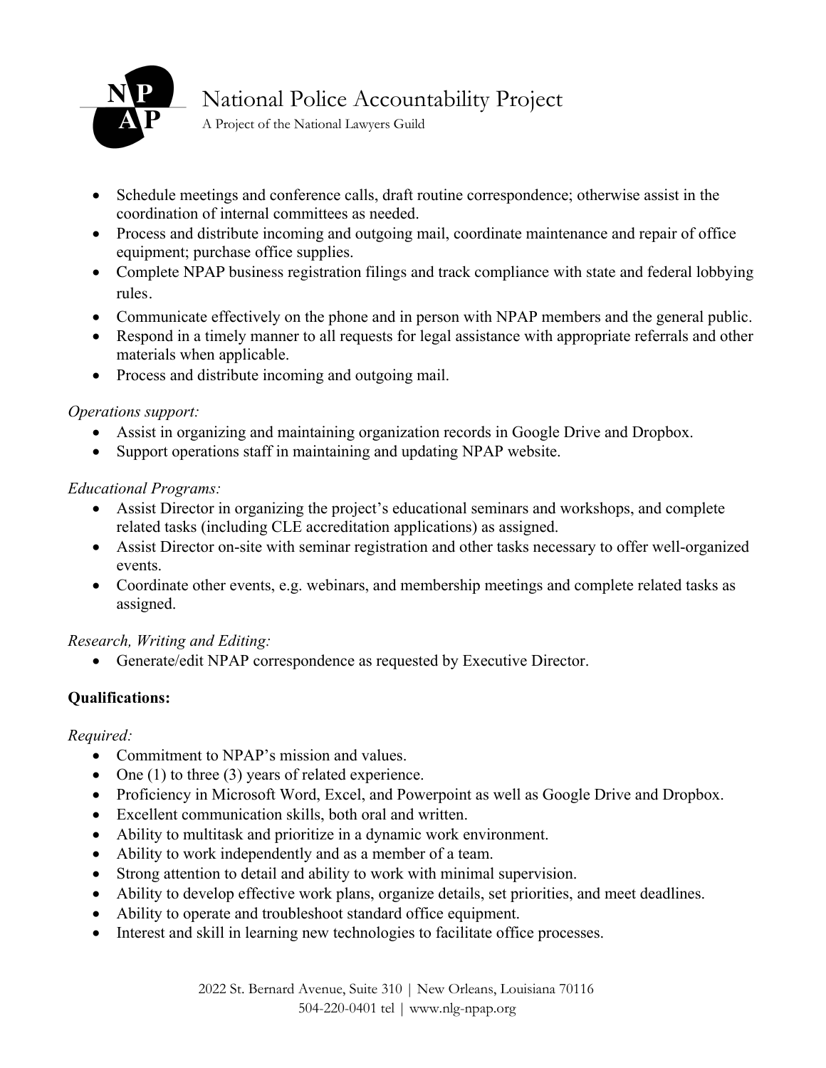- Schedule meetings and conference calls, draft routine correspondence; otherwise assist in the coordination of internal committees as needed.
- Process and distribute incoming and outgoing mail, coordinate maintenance and repair of office equipment; purchase office supplies.
- Complete NPAP business registration filings and track compliance with state and federal lobbying rules.
- Communicate effectively on the phone and in person with NPAP members and the general public.
- Respond in a timely manner to all requests for legal assistance with appropriate referrals and other materials when applicable.
- Process and distribute incoming and outgoing mail.

*Operations support:*

- Assist in organizing and maintaining organization records in Google Drive and Dropbox.
- Support operations staff in maintaining and updating NPAP website.

*Educational Programs:*

- Assist Director in organizing the project's educational seminars and workshops, and complete related tasks (including CLE accreditation applications) as assigned.
- Assist Director on-site with seminar registration and other tasks necessary to offer well-organized events.
- Coordinate other events, e.g. webinars, and membership meetings and complete related tasks as assigned.

*Research, Writing and Editing:*

- Generate/edit NPAP correspondence as requested by Executive Director.

**Qualifications:**

*Required:*

- Commitment to NPAP's mission and values.
- One (1) to three (3) years of related experience.
- Proficiency in Microsoft Word, Excel, and Powerpoint as well as Google Drive and Dropbox.
- Excellent communication skills, both oral and written.
- Ability to multitask and prioritize in a dynamic work environment.
- Ability to work independently and as a member of a team.
- Strong attention to detail and ability to work with minimal supervision.
- Ability to develop effective work plans, organize details, set priorities, and meet deadlines.
- Ability to operate and troubleshoot standard office equipment.
- Interest and skill in learning new technologies to facilitate office processes.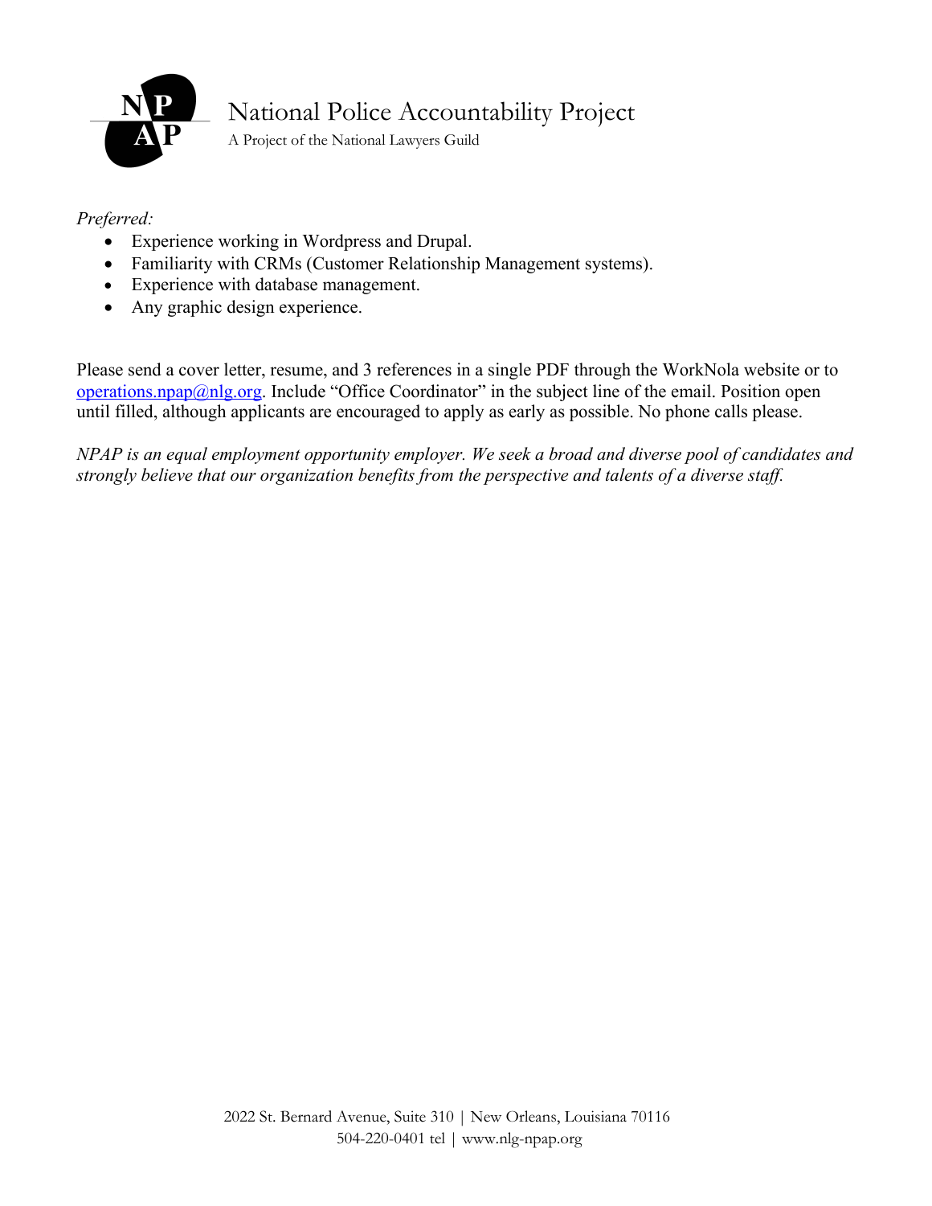*Preferred:*

- Experience working in Wordpress and Drupal.
- Familiarity with CRMs (Customer Relationship Management systems).
- Experience with database management.
- Any graphic design experience.

Please send a cover letter, resume, and 3 references in a single PDF through the WorkNola website or to operations.npap@nlg.org. Include "Office Coordinator" in the subject line of the email. Position open until filled, although applicants are encouraged to apply as early as possible. No phone calls please.

*NPAP is an equal employment opportunity employer. We seek a broad and diverse pool of candidates and strongly believe that our organization benefits from the perspective and talents of a diverse staff.*